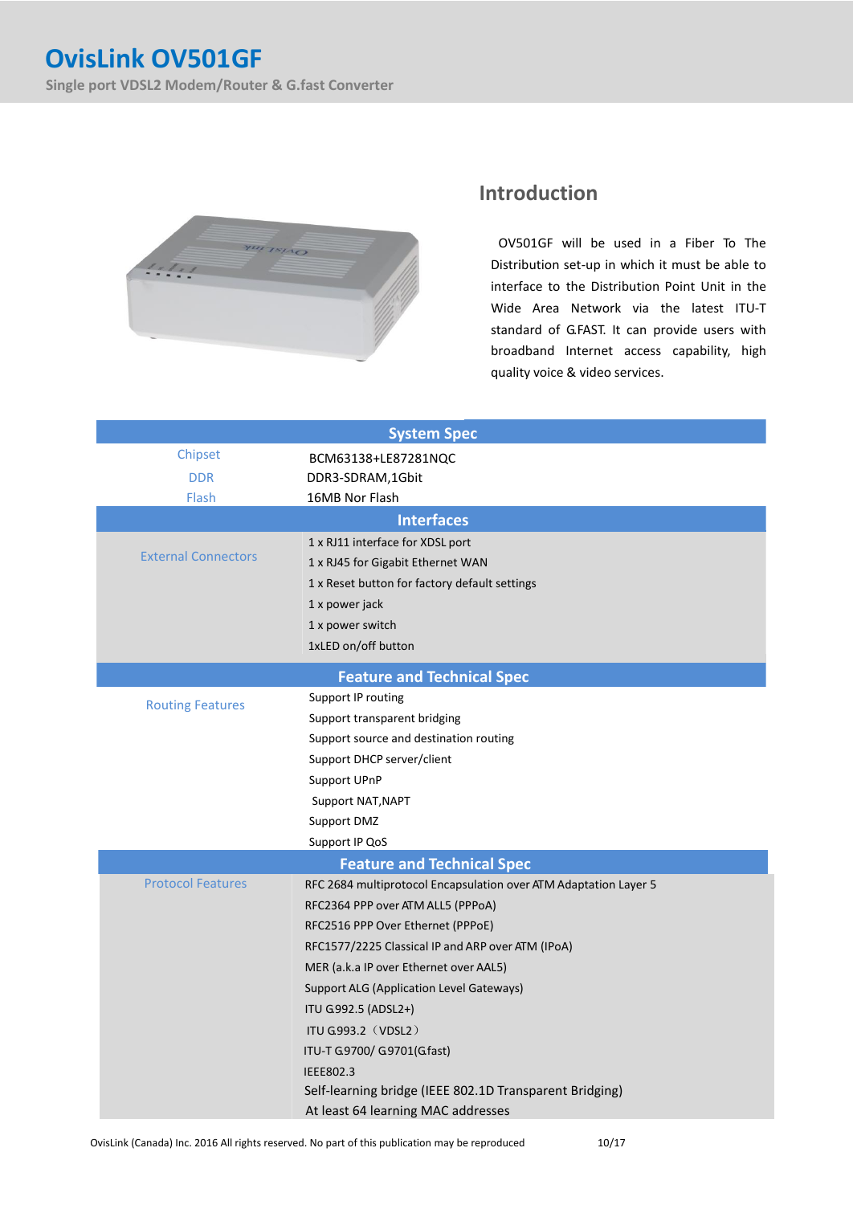# OvisLink OV501GF

Single port VDSL2 Modem/Router & G.fast Converter

## Introduction

OV501GF will be used in a Fiber To The Distribution set-up in which it must be able to interface to the Distribution Point Unit in the Wide Area Network via the latest ITU-T standard of G.FAST. It can provide users with broadband Internet access capability, high quality voice & video services.

| System Spec | |
|---|---|
| Chipset | BCM63138+LE87281NQC |
| DDR | DDR3-SDRAM,1Gbit |
| Flash | 16MB Nor Flash |
| **Interfaces** | |
| External Connectors | 1 x RJ11 interface for XDSL port<br>1 x RJ45 for Gigabit Ethernet WAN<br>1 x Reset button for factory default settings<br>1 x power jack<br>1 x power switch<br>1xLED on/off button |
| **Feature and Technical Spec** | |
| Routing Features | Support IP routing<br>Support transparent bridging<br>Support source and destination routing<br>Support DHCP server/client<br>Support UPnP<br>Support NAT,NAPT<br>Support DMZ<br>Support IP QoS |
| **Feature and Technical Spec** | |
| Protocol Features | RFC 2684 multiprotocol Encapsulation over ATM Adaptation Layer 5<br>RFC2364 PPP over ATM ALL5 (PPPoA)<br>RFC2516 PPP Over Ethernet (PPPoE)<br>RFC1577/2225 Classical IP and ARP over ATM (IPoA)<br>MER (a.k.a IP over Ethernet over AAL5)<br>Support ALG (Application Level Gateways)<br>ITU G.992.5 (ADSL2+)<br>ITU G.993.2（VDSL2）<br>ITU-T G.9700/ G.9701(G.fast)<br>IEEE802.3<br>Self-learning bridge (IEEE 802.1D Transparent Bridging)<br>At least 64 learning MAC addresses |

OvisLink (Canada) Inc. 2016 All rights reserved. No part of this publication may be reproduced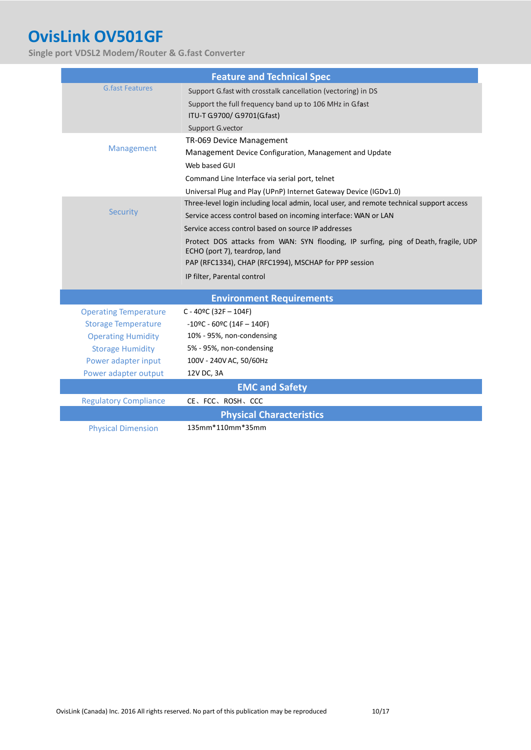# OvisLink OV501GF

**Single port VDSL2 Modem/Router & G.fast Converter**

| Feature and Technical Spec | |
|---|---|
| G.fast Features | Support G.fast with crosstalk cancellation (vectoring) in DS<br>Support the full frequency band up to 106 MHz in G.fast<br>ITU-T G.9700/ G.9701(G.fast)<br>Support G.vector |
| Management | TR-069 Device Management<br>Management Device Configuration, Management and Update<br>Web based GUI<br>Command Line Interface via serial port, telnet<br>Universal Plug and Play (UPnP) Internet Gateway Device (IGDv1.0) |
| Security | Three-level login including local admin, local user, and remote technical support access<br>Service access control based on incoming interface: WAN or LAN<br>Service access control based on source IP addresses<br>Protect DOS attacks from WAN: SYN flooding, IP surfing, ping of Death, fragile, UDP ECHO (port 7), teardrop, land<br>PAP (RFC1334), CHAP (RFC1994), MSCHAP for PPP session<br>IP filter, Parental control |
| **Environment Requirements** | |
| Operating Temperature | C - 40ºC (32F – 104F) |
| Storage Temperature | -10ºC - 60ºC (14F – 140F) |
| Operating Humidity | 10% - 95%, non-condensing |
| Storage Humidity | 5% - 95%, non-condensing |
| Power adapter input | 100V - 240V AC, 50/60Hz |
| Power adapter output | 12V DC, 3A |
| **EMC and Safety** | |
| Regulatory Compliance | CE、FCC、ROSH、CCC |
| **Physical Characteristics** | |
| Physical Dimension | 135mm*110mm*35mm |

OvisLink (Canada) Inc. 2016 All rights reserved. No part of this publication may be reproduced